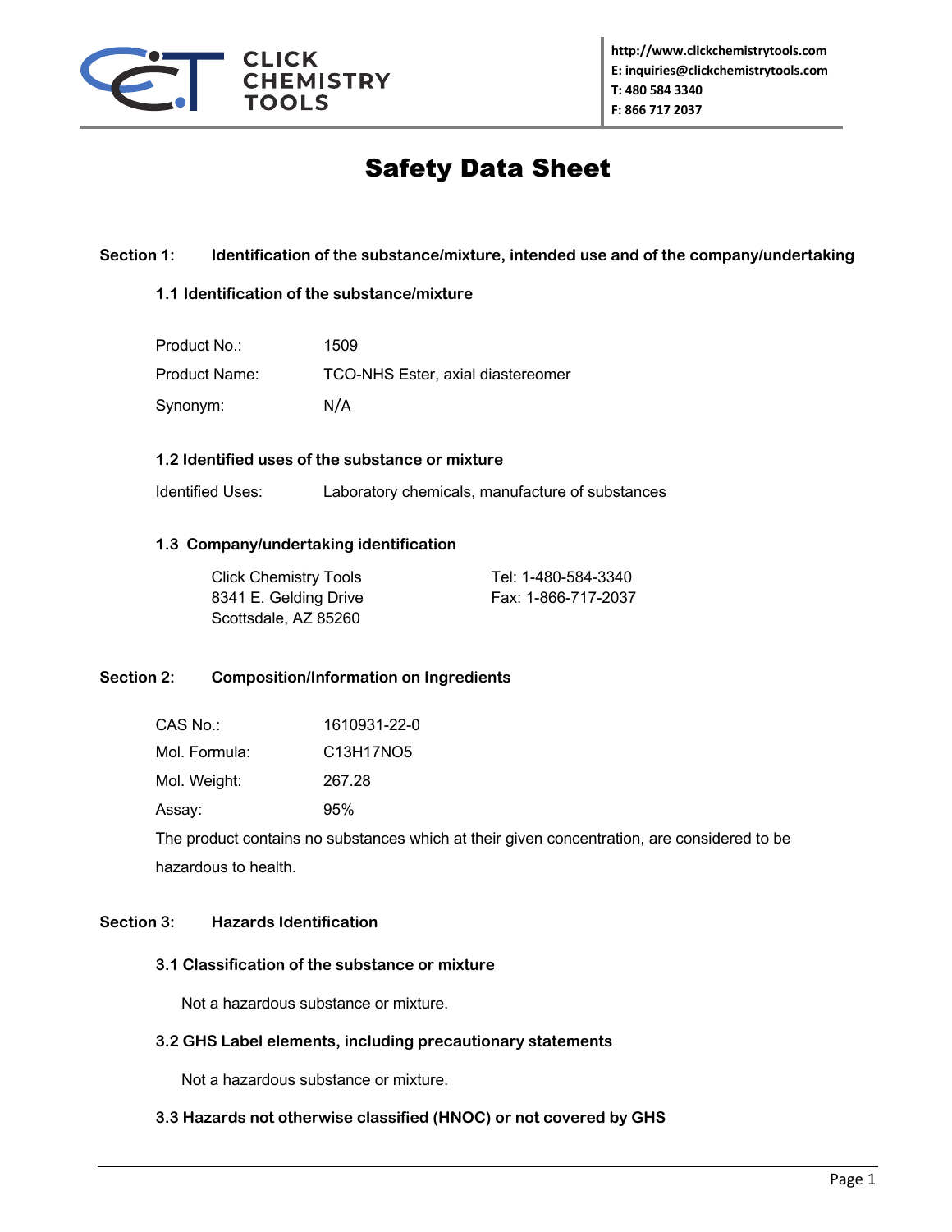CLICK CHEMISTRY TOOLS

**http://www.clickchemistrytools.com**
**E: inquiries@clickchemistrytools.com**
**T: 480 584 3340**
**F: 866 717 2037**

# Safety Data Sheet

## Section 1: Identification of the substance/mixture, intended use and of the company/undertaking

### 1.1 Identification of the substance/mixture

| | |
|---|---|
| Product No.: | 1509 |
| Product Name: | TCO-NHS Ester, axial diastereomer |
| Synonym: | N/A |

### 1.2 Identified uses of the substance or mixture

Identified Uses: Laboratory chemicals, manufacture of substances

### 1.3 Company/undertaking identification

Click Chemistry Tools
8341 E. Gelding Drive
Scottsdale, AZ 85260

Tel: 1-480-584-3340
Fax: 1-866-717-2037

## Section 2: Composition/Information on Ingredients

| | |
|---|---|
| CAS No.: | 1610931-22-0 |
| Mol. Formula: | $C_{13}H_{17}NO_5$ |
| Mol. Weight: | 267.28 |
| Assay: | 95% |

The product contains no substances which at their given concentration, are considered to be hazardous to health.

## Section 3: Hazards Identification

### 3.1 Classification of the substance or mixture

Not a hazardous substance or mixture.

### 3.2 GHS Label elements, including precautionary statements

Not a hazardous substance or mixture.

### 3.3 Hazards not otherwise classified (HNOC) or not covered by GHS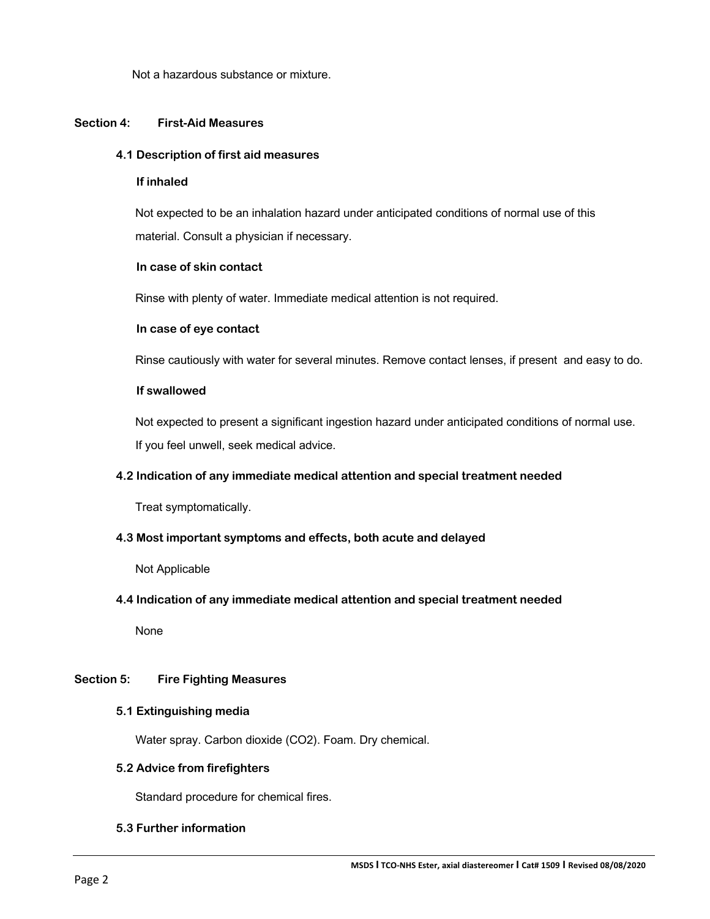Not a hazardous substance or mixture.

## Section 4: First-Aid Measures

### 4.1 Description of first aid measures

**If inhaled**

Not expected to be an inhalation hazard under anticipated conditions of normal use of this material. Consult a physician if necessary.

**In case of skin contact**

Rinse with plenty of water. Immediate medical attention is not required.

**In case of eye contact**

Rinse cautiously with water for several minutes. Remove contact lenses, if present and easy to do.

**If swallowed**

Not expected to present a significant ingestion hazard under anticipated conditions of normal use. If you feel unwell, seek medical advice.

### 4.2 Indication of any immediate medical attention and special treatment needed

Treat symptomatically.

### 4.3 Most important symptoms and effects, both acute and delayed

Not Applicable

### 4.4 Indication of any immediate medical attention and special treatment needed

None

## Section 5: Fire Fighting Measures

### 5.1 Extinguishing media

Water spray. Carbon dioxide ($CO_2$). Foam. Dry chemical.

### 5.2 Advice from firefighters

Standard procedure for chemical fires.

### 5.3 Further information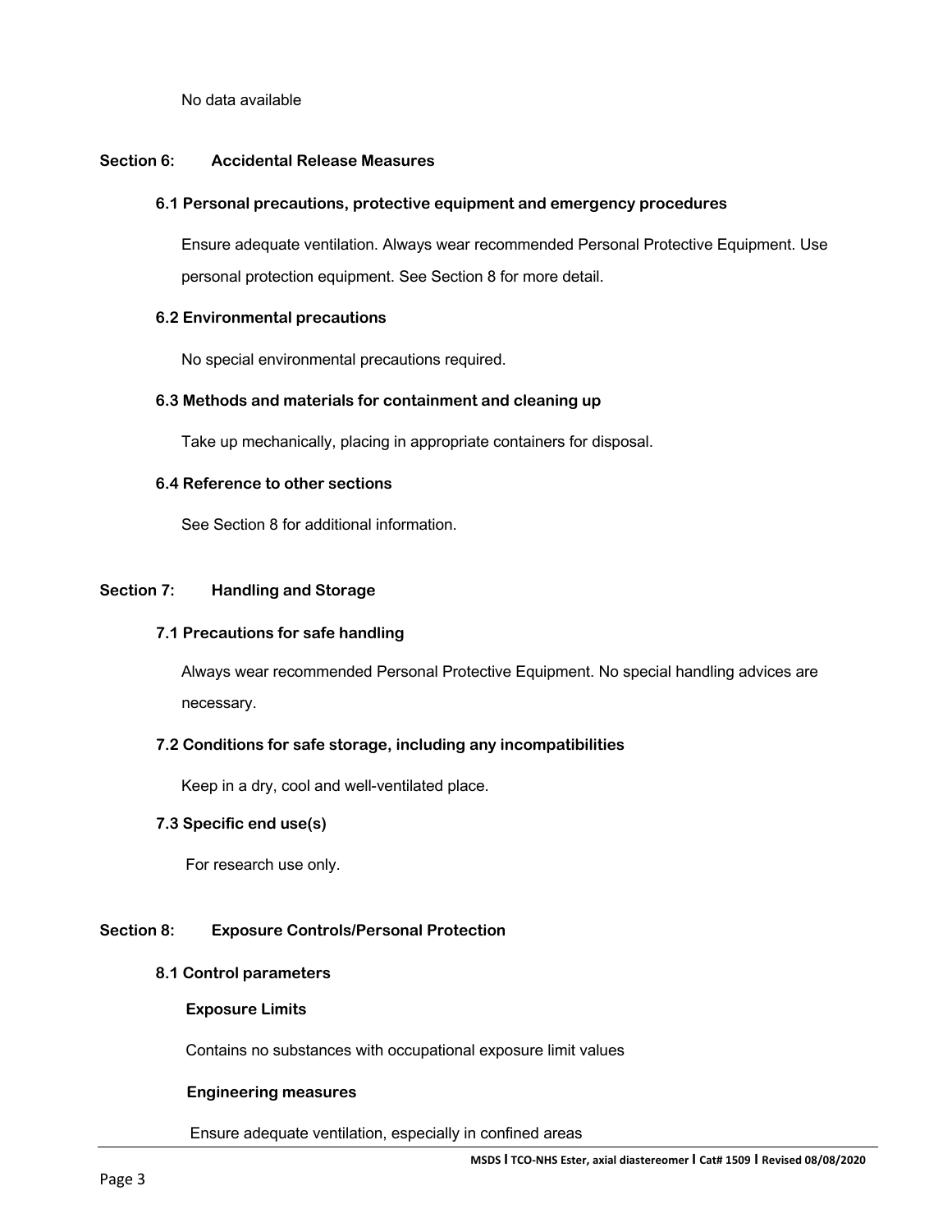No data available

## Section 6: Accidental Release Measures

### 6.1 Personal precautions, protective equipment and emergency procedures

Ensure adequate ventilation. Always wear recommended Personal Protective Equipment. Use personal protection equipment. See Section 8 for more detail.

### 6.2 Environmental precautions

No special environmental precautions required.

### 6.3 Methods and materials for containment and cleaning up

Take up mechanically, placing in appropriate containers for disposal.

### 6.4 Reference to other sections

See Section 8 for additional information.

## Section 7: Handling and Storage

### 7.1 Precautions for safe handling

Always wear recommended Personal Protective Equipment. No special handling advices are necessary.

### 7.2 Conditions for safe storage, including any incompatibilities

Keep in a dry, cool and well-ventilated place.

### 7.3 Specific end use(s)

For research use only.

## Section 8: Exposure Controls/Personal Protection

### 8.1 Control parameters

**Exposure Limits**

Contains no substances with occupational exposure limit values

**Engineering measures**

Ensure adequate ventilation, especially in confined areas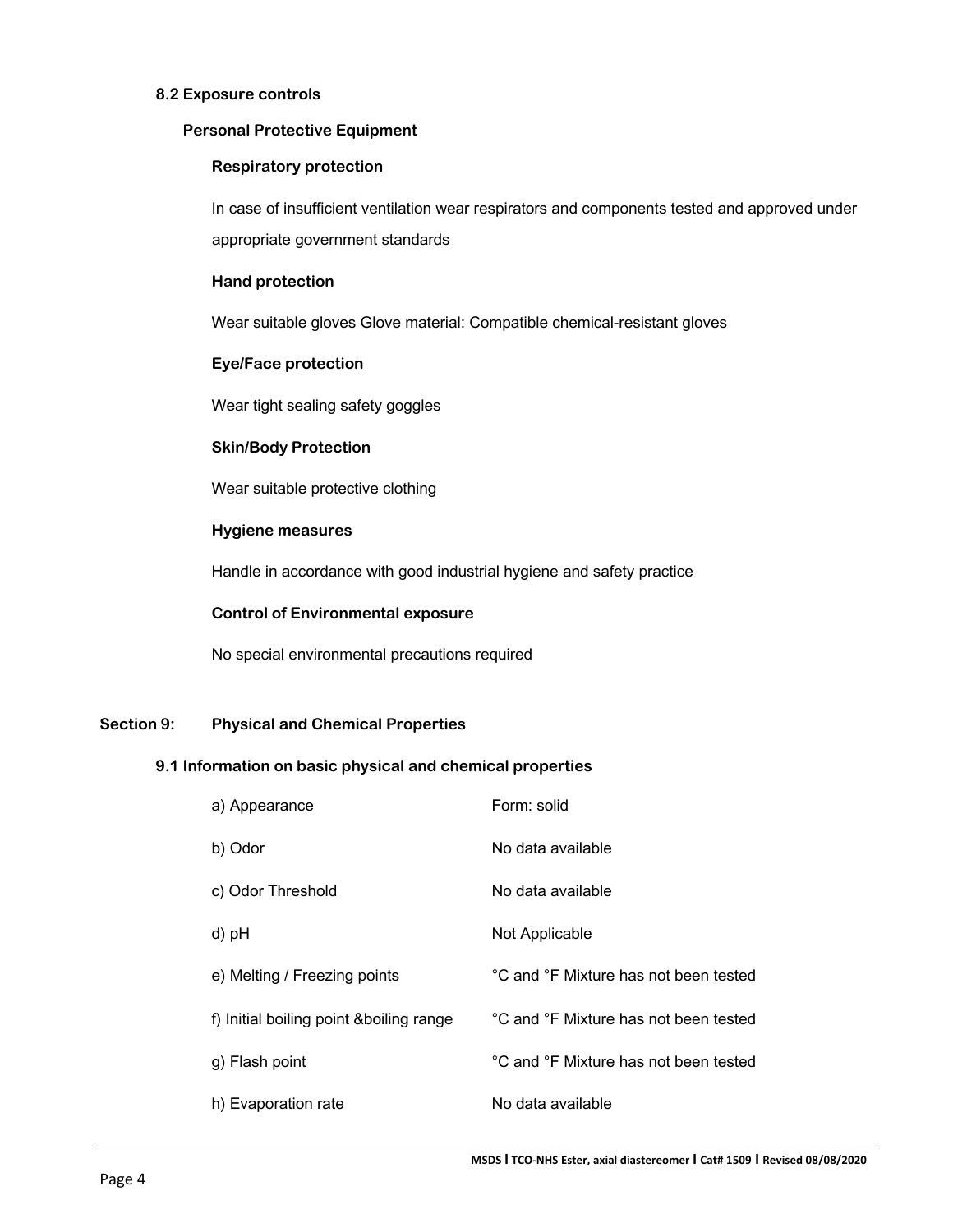### 8.2 Exposure controls

#### Personal Protective Equipment

**Respiratory protection**

In case of insufficient ventilation wear respirators and components tested and approved under appropriate government standards

**Hand protection**

Wear suitable gloves Glove material: Compatible chemical-resistant gloves

**Eye/Face protection**

Wear tight sealing safety goggles

**Skin/Body Protection**

Wear suitable protective clothing

**Hygiene measures**

Handle in accordance with good industrial hygiene and safety practice

**Control of Environmental exposure**

No special environmental precautions required

## Section 9: Physical and Chemical Properties

### 9.1 Information on basic physical and chemical properties

| | |
|---|---|
| a) Appearance | Form: solid |
| b) Odor | No data available |
| c) Odor Threshold | No data available |
| d) pH | Not Applicable |
| e) Melting / Freezing points | °C and °F Mixture has not been tested |
| f) Initial boiling point &boiling range | °C and °F Mixture has not been tested |
| g) Flash point | °C and °F Mixture has not been tested |
| h) Evaporation rate | No data available |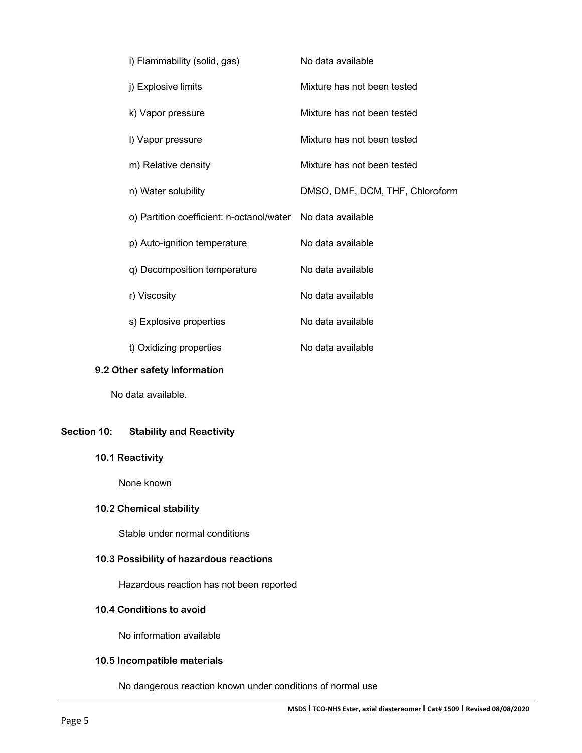| | |
|---|---|
| i) Flammability (solid, gas) | No data available |
| j) Explosive limits | Mixture has not been tested |
| k) Vapor pressure | Mixture has not been tested |
| l) Vapor pressure | Mixture has not been tested |
| m) Relative density | Mixture has not been tested |
| n) Water solubility | DMSO, DMF, DCM, THF, Chloroform |
| o) Partition coefficient: n-octanol/water | No data available |
| p) Auto-ignition temperature | No data available |
| q) Decomposition temperature | No data available |
| r) Viscosity | No data available |
| s) Explosive properties | No data available |
| t) Oxidizing properties | No data available |

### 9.2 Other safety information

No data available.

## Section 10: Stability and Reactivity

### 10.1 Reactivity

None known

### 10.2 Chemical stability

Stable under normal conditions

### 10.3 Possibility of hazardous reactions

Hazardous reaction has not been reported

### 10.4 Conditions to avoid

No information available

### 10.5 Incompatible materials

No dangerous reaction known under conditions of normal use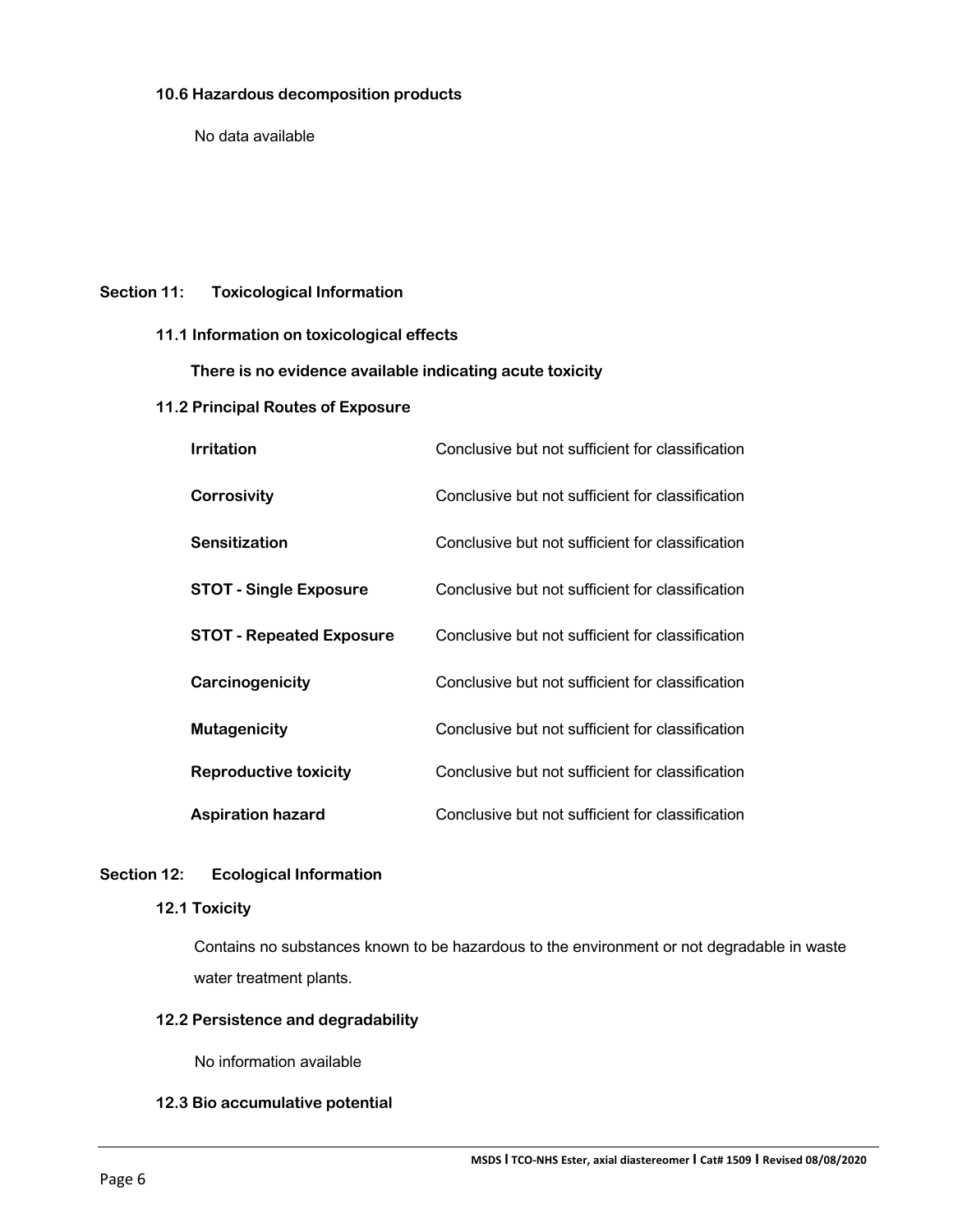### 10.6 Hazardous decomposition products

No data available

## Section 11: Toxicological Information

### 11.1 Information on toxicological effects

**There is no evidence available indicating acute toxicity**

### 11.2 Principal Routes of Exposure

| | |
|---|---|
| **Irritation** | Conclusive but not sufficient for classification |
| **Corrosivity** | Conclusive but not sufficient for classification |
| **Sensitization** | Conclusive but not sufficient for classification |
| **STOT - Single Exposure** | Conclusive but not sufficient for classification |
| **STOT - Repeated Exposure** | Conclusive but not sufficient for classification |
| **Carcinogenicity** | Conclusive but not sufficient for classification |
| **Mutagenicity** | Conclusive but not sufficient for classification |
| **Reproductive toxicity** | Conclusive but not sufficient for classification |
| **Aspiration hazard** | Conclusive but not sufficient for classification |

## Section 12: Ecological Information

### 12.1 Toxicity

Contains no substances known to be hazardous to the environment or not degradable in waste water treatment plants.

### 12.2 Persistence and degradability

No information available

### 12.3 Bio accumulative potential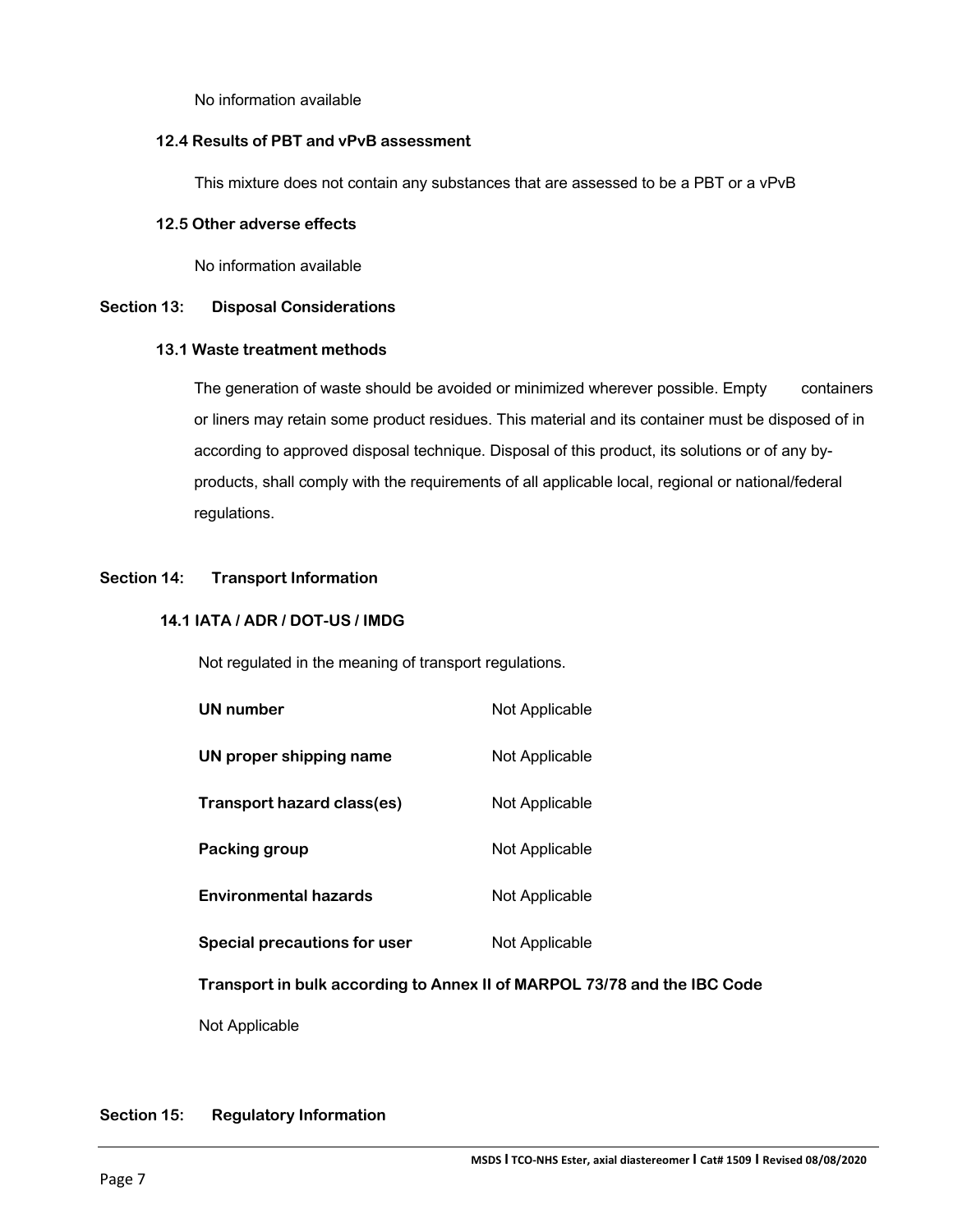No information available

### 12.4 Results of PBT and vPvB assessment

This mixture does not contain any substances that are assessed to be a PBT or a vPvB

### 12.5 Other adverse effects

No information available

## Section 13: Disposal Considerations

### 13.1 Waste treatment methods

The generation of waste should be avoided or minimized wherever possible. Empty containers or liners may retain some product residues. This material and its container must be disposed of in according to approved disposal technique. Disposal of this product, its solutions or of any by-products, shall comply with the requirements of all applicable local, regional or national/federal regulations.

## Section 14: Transport Information

### 14.1 IATA / ADR / DOT-US / IMDG

Not regulated in the meaning of transport regulations.

| | |
|---|---|
| **UN number** | Not Applicable |
| **UN proper shipping name** | Not Applicable |
| **Transport hazard class(es)** | Not Applicable |
| **Packing group** | Not Applicable |
| **Environmental hazards** | Not Applicable |
| **Special precautions for user** | Not Applicable |

**Transport in bulk according to Annex II of MARPOL 73/78 and the IBC Code**

Not Applicable

## Section 15: Regulatory Information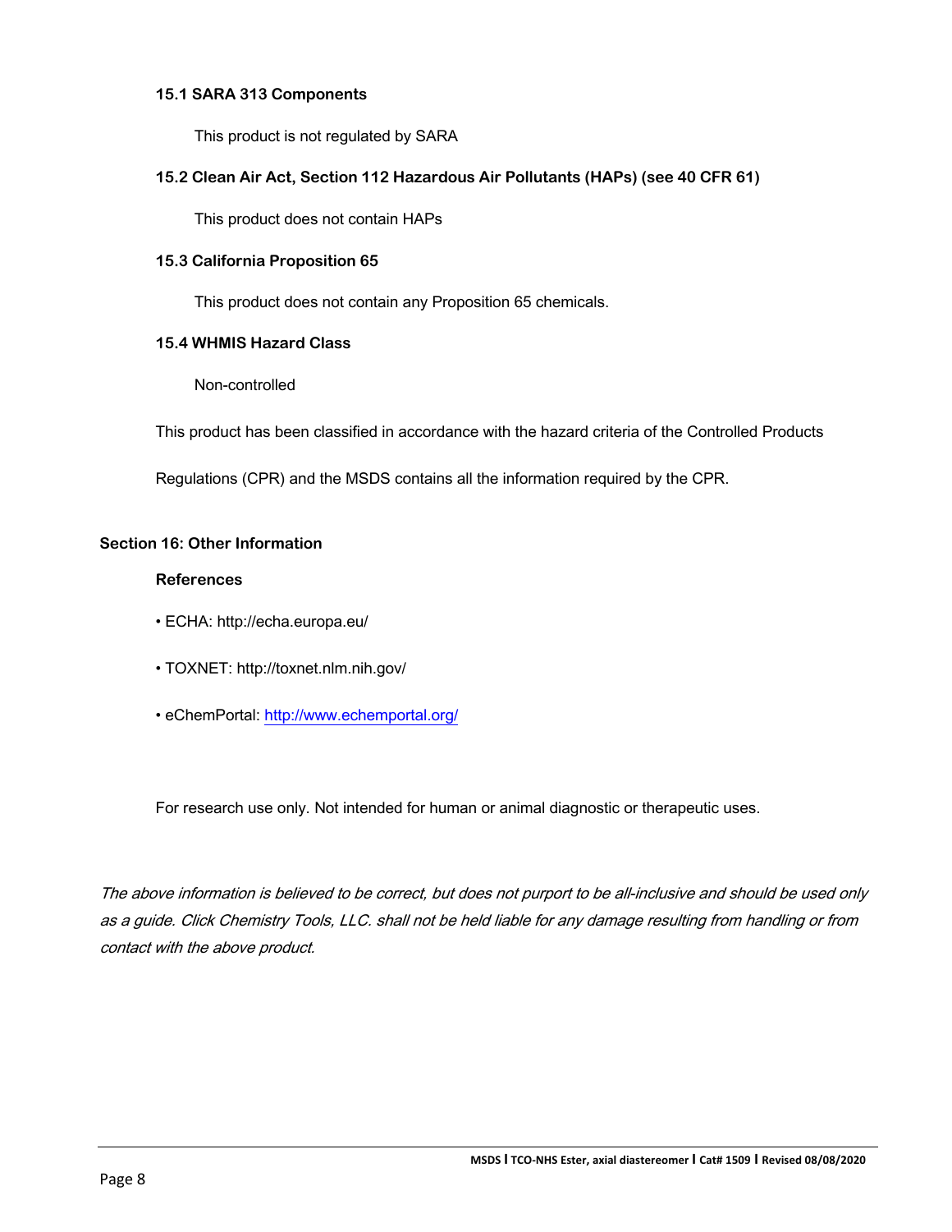### 15.1 SARA 313 Components

This product is not regulated by SARA

### 15.2 Clean Air Act, Section 112 Hazardous Air Pollutants (HAPs) (see 40 CFR 61)

This product does not contain HAPs

### 15.3 California Proposition 65

This product does not contain any Proposition 65 chemicals.

### 15.4 WHMIS Hazard Class

Non-controlled

This product has been classified in accordance with the hazard criteria of the Controlled Products Regulations (CPR) and the MSDS contains all the information required by the CPR.

## Section 16: Other Information

### References

- ECHA: http://echa.europa.eu/
- TOXNET: http://toxnet.nlm.nih.gov/
- eChemPortal: http://www.echemportal.org/

For research use only. Not intended for human or animal diagnostic or therapeutic uses.

*The above information is believed to be correct, but does not purport to be all-inclusive and should be used only as a guide. Click Chemistry Tools, LLC. shall not be held liable for any damage resulting from handling or from contact with the above product.*